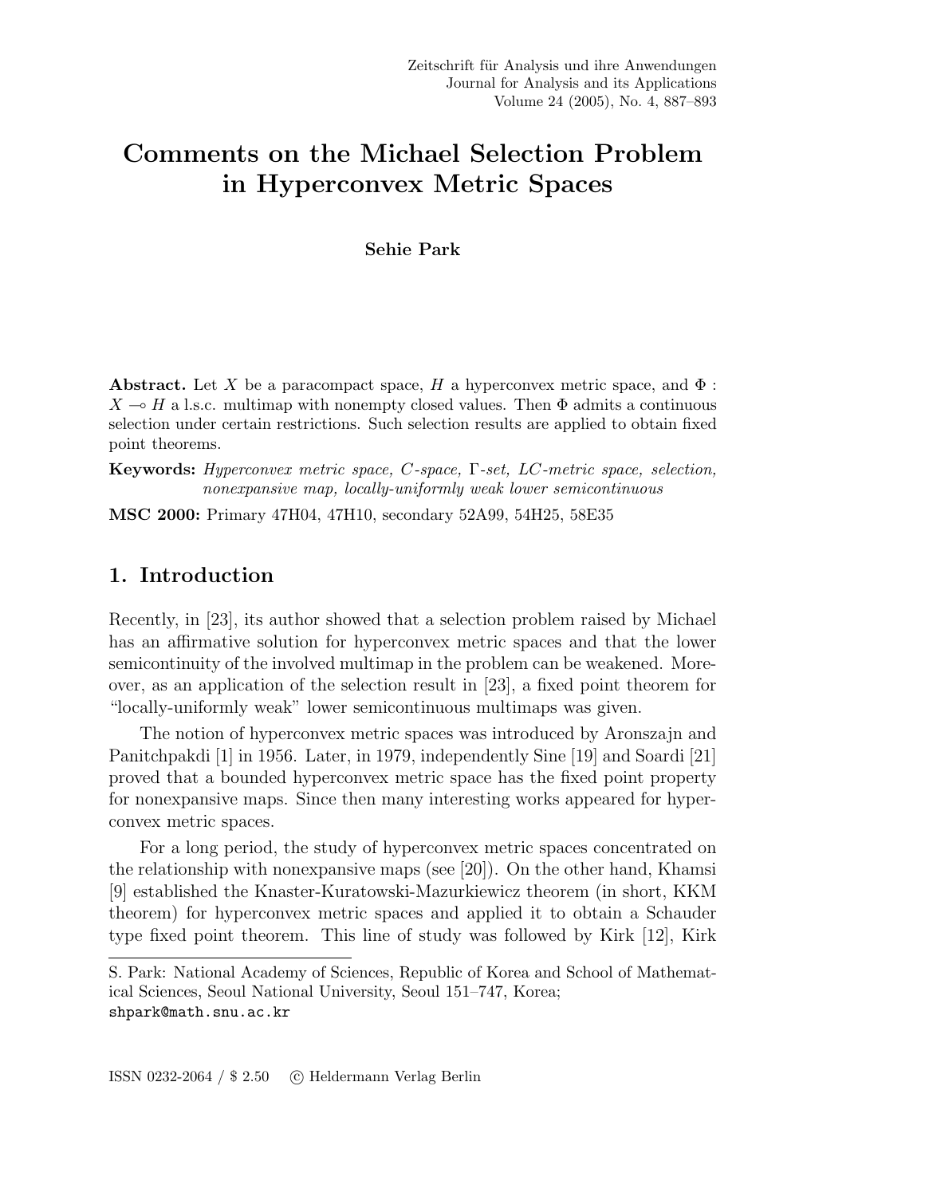# Comments on the Michael Selection Problem in Hyperconvex Metric Spaces

**Sehie Park**

**Abstract.** Let $X$ be a paracompact space, $H$ a hyperconvex metric space, and $\Phi : X \multimap H$ a l.s.c. multimap with nonempty closed values. Then $\Phi$ admits a continuous selection under certain restrictions. Such selection results are applied to obtain fixed point theorems.

**Keywords:** *Hyperconvex metric space, C-space, Γ-set, LC-metric space, selection, nonexpansive map, locally-uniformly weak lower semicontinuous*

**MSC 2000:** Primary 47H04, 47H10, secondary 52A99, 54H25, 58E35

## 1. Introduction

Recently, in [23], its author showed that a selection problem raised by Michael has an affirmative solution for hyperconvex metric spaces and that the lower semicontinuity of the involved multimap in the problem can be weakened. Moreover, as an application of the selection result in [23], a fixed point theorem for "locally-uniformly weak" lower semicontinuous multimaps was given.

The notion of hyperconvex metric spaces was introduced by Aronszajn and Panitchpakdi [1] in 1956. Later, in 1979, independently Sine [19] and Soardi [21] proved that a bounded hyperconvex metric space has the fixed point property for nonexpansive maps. Since then many interesting works appeared for hyperconvex metric spaces.

For a long period, the study of hyperconvex metric spaces concentrated on the relationship with nonexpansive maps (see [20]). On the other hand, Khamsi [9] established the Knaster-Kuratowski-Mazurkiewicz theorem (in short, KKM theorem) for hyperconvex metric spaces and applied it to obtain a Schauder type fixed point theorem. This line of study was followed by Kirk [12], Kirk

---

S. Park: National Academy of Sciences, Republic of Korea and School of Mathematical Sciences, Seoul National University, Seoul 151–747, Korea; shpark@math.snu.ac.kr

ISSN 0232-2064 / \$ 2.50 © Heldermann Verlag Berlin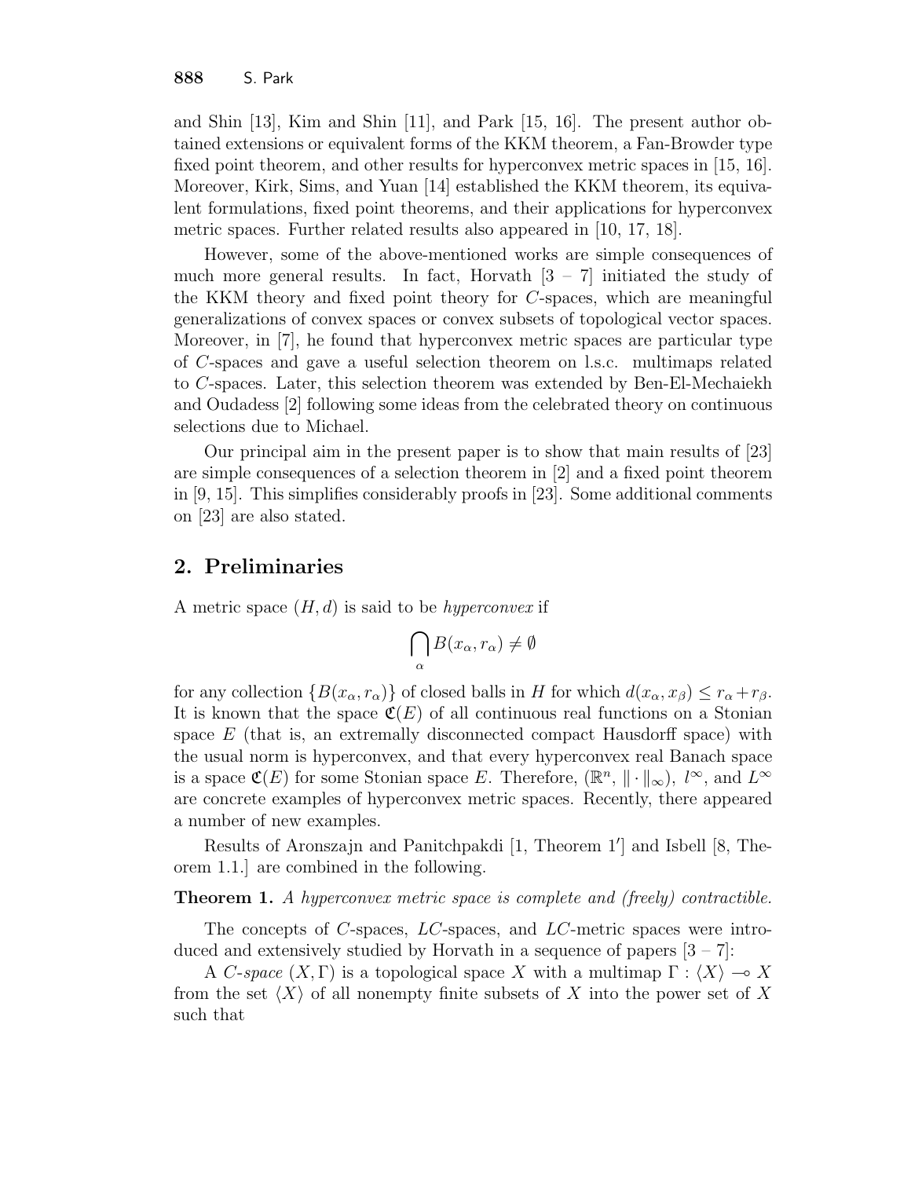and Shin [13], Kim and Shin [11], and Park [15, 16]. The present author obtained extensions or equivalent forms of the KKM theorem, a Fan-Browder type fixed point theorem, and other results for hyperconvex metric spaces in [15, 16]. Moreover, Kirk, Sims, and Yuan [14] established the KKM theorem, its equivalent formulations, fixed point theorems, and their applications for hyperconvex metric spaces. Further related results also appeared in [10, 17, 18].

However, some of the above-mentioned works are simple consequences of much more general results. In fact, Horvath [3 – 7] initiated the study of the KKM theory and fixed point theory for $C$-spaces, which are meaningful generalizations of convex spaces or convex subsets of topological vector spaces. Moreover, in [7], he found that hyperconvex metric spaces are particular type of $C$-spaces and gave a useful selection theorem on l.s.c. multimaps related to $C$-spaces. Later, this selection theorem was extended by Ben-El-Mechaiekh and Oudadess [2] following some ideas from the celebrated theory on continuous selections due to Michael.

Our principal aim in the present paper is to show that main results of [23] are simple consequences of a selection theorem in [2] and a fixed point theorem in [9, 15]. This simplifies considerably proofs in [23]. Some additional comments on [23] are also stated.

## 2. Preliminaries

A metric space $(H, d)$ is said to be *hyperconvex* if

$$\bigcap_{\alpha} B(x_\alpha, r_\alpha) \neq \emptyset$$

for any collection $\{B(x_\alpha, r_\alpha)\}$ of closed balls in $H$ for which $d(x_\alpha, x_\beta) \leq r_\alpha + r_\beta$. It is known that the space $\mathfrak{C}(E)$ of all continuous real functions on a Stonian space $E$ (that is, an extremally disconnected compact Hausdorff space) with the usual norm is hyperconvex, and that every hyperconvex real Banach space is a space $\mathfrak{C}(E)$ for some Stonian space $E$. Therefore, $(\mathbb{R}^n, \|\cdot\|_\infty)$, $l^\infty$, and $L^\infty$ are concrete examples of hyperconvex metric spaces. Recently, there appeared a number of new examples.

Results of Aronszajn and Panitchpakdi [1, Theorem 1$'$] and Isbell [8, Theorem 1.1.] are combined in the following.

**Theorem 1.** *A hyperconvex metric space is complete and (freely) contractible.*

The concepts of $C$-spaces, $LC$-spaces, and $LC$-metric spaces were introduced and extensively studied by Horvath in a sequence of papers [3 – 7]:

A *$C$-space* $(X, \Gamma)$ is a topological space $X$ with a multimap $\Gamma : \langle X \rangle \multimap X$ from the set $\langle X \rangle$ of all nonempty finite subsets of $X$ into the power set of $X$ such that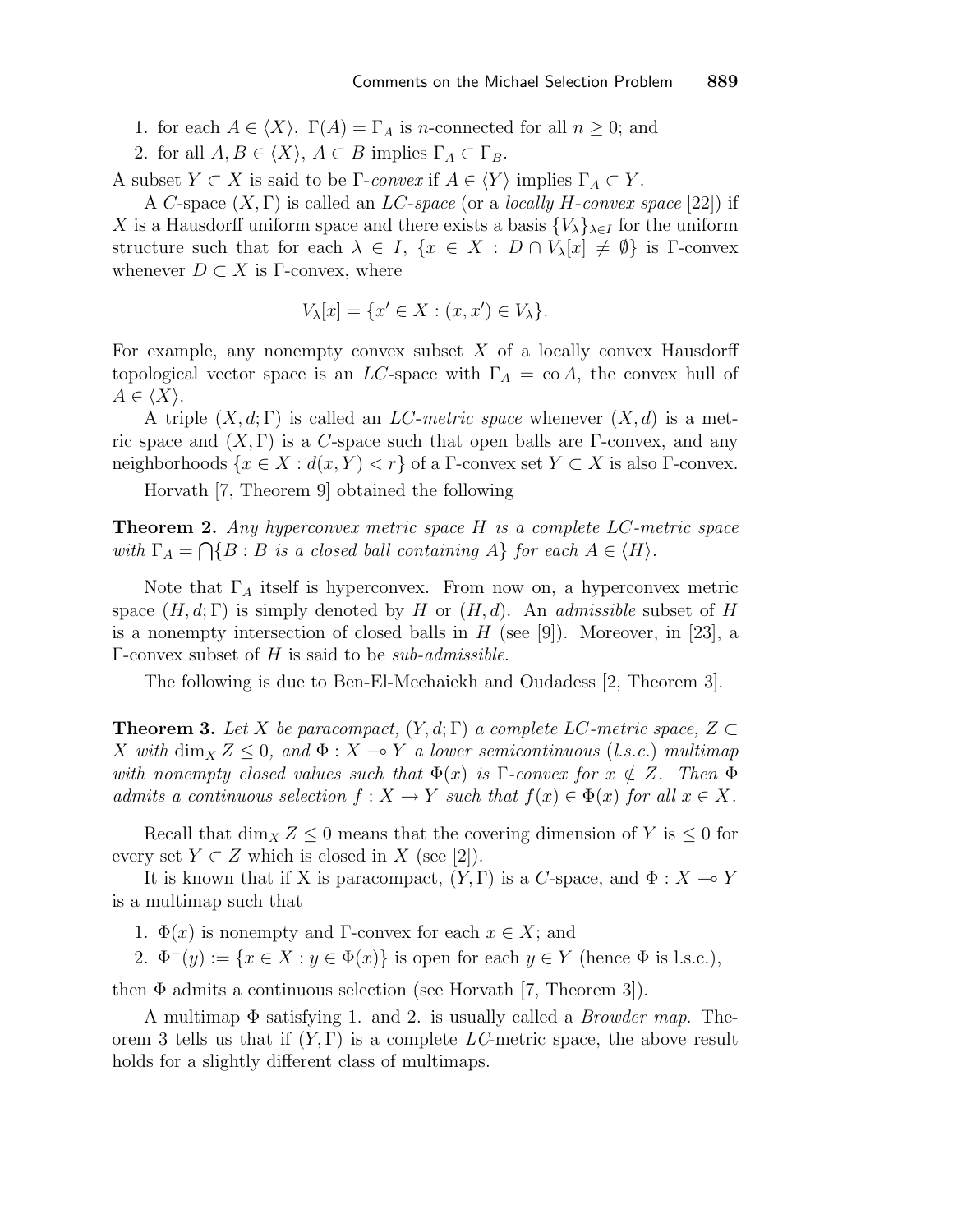1. for each $A \in \langle X \rangle$, $\Gamma(A) = \Gamma_A$ is $n$-connected for all $n \geq 0$; and
2. for all $A, B \in \langle X \rangle$, $A \subset B$ implies $\Gamma_A \subset \Gamma_B$.

A subset $Y \subset X$ is said to be $\Gamma$-*convex* if $A \in \langle Y \rangle$ implies $\Gamma_A \subset Y$.

A $C$-space $(X, \Gamma)$ is called an *LC-space* (or a *locally H-convex space* [22]) if $X$ is a Hausdorff uniform space and there exists a basis $\{V_\lambda\}_{\lambda \in I}$ for the uniform structure such that for each $\lambda \in I$, $\{x \in X : D \cap V_\lambda[x] \neq \emptyset\}$ is $\Gamma$-convex whenever $D \subset X$ is $\Gamma$-convex, where

$$V_\lambda[x] = \{x' \in X : (x, x') \in V_\lambda\}.$$

For example, any nonempty convex subset $X$ of a locally convex Hausdorff topological vector space is an $LC$-space with $\Gamma_A = \operatorname{co} A$, the convex hull of $A \in \langle X \rangle$.

A triple $(X, d; \Gamma)$ is called an *LC-metric space* whenever $(X, d)$ is a metric space and $(X, \Gamma)$ is a $C$-space such that open balls are $\Gamma$-convex, and any neighborhoods $\{x \in X : d(x, Y) < r\}$ of a $\Gamma$-convex set $Y \subset X$ is also $\Gamma$-convex.

Horvath [7, Theorem 9] obtained the following

**Theorem 2.** *Any hyperconvex metric space $H$ is a complete LC-metric space with $\Gamma_A = \bigcap\{B : B$ is a closed ball containing $A\}$ for each $A \in \langle H \rangle$.*

Note that $\Gamma_A$ itself is hyperconvex. From now on, a hyperconvex metric space $(H, d; \Gamma)$ is simply denoted by $H$ or $(H, d)$. An *admissible* subset of $H$ is a nonempty intersection of closed balls in $H$ (see [9]). Moreover, in [23], a $\Gamma$-convex subset of $H$ is said to be *sub-admissible*.

The following is due to Ben-El-Mechaiekh and Oudadess [2, Theorem 3].

**Theorem 3.** *Let $X$ be paracompact, $(Y, d; \Gamma)$ a complete LC-metric space, $Z \subset X$ with $\dim_X Z \leq 0$, and $\Phi : X \multimap Y$ a lower semicontinuous (l.s.c.) multimap with nonempty closed values such that $\Phi(x)$ is $\Gamma$-convex for $x \notin Z$. Then $\Phi$ admits a continuous selection $f : X \to Y$ such that $f(x) \in \Phi(x)$ for all $x \in X$.*

Recall that $\dim_X Z \leq 0$ means that the covering dimension of $Y$ is $\leq 0$ for every set $Y \subset Z$ which is closed in $X$ (see [2]).

It is known that if X is paracompact, $(Y, \Gamma)$ is a $C$-space, and $\Phi : X \multimap Y$ is a multimap such that

1. $\Phi(x)$ is nonempty and $\Gamma$-convex for each $x \in X$; and
2. $\Phi^-(y) := \{x \in X : y \in \Phi(x)\}$ is open for each $y \in Y$ (hence $\Phi$ is l.s.c.),

then $\Phi$ admits a continuous selection (see Horvath [7, Theorem 3]).

A multimap $\Phi$ satisfying 1. and 2. is usually called a *Browder map*. Theorem 3 tells us that if $(Y, \Gamma)$ is a complete $LC$-metric space, the above result holds for a slightly different class of multimaps.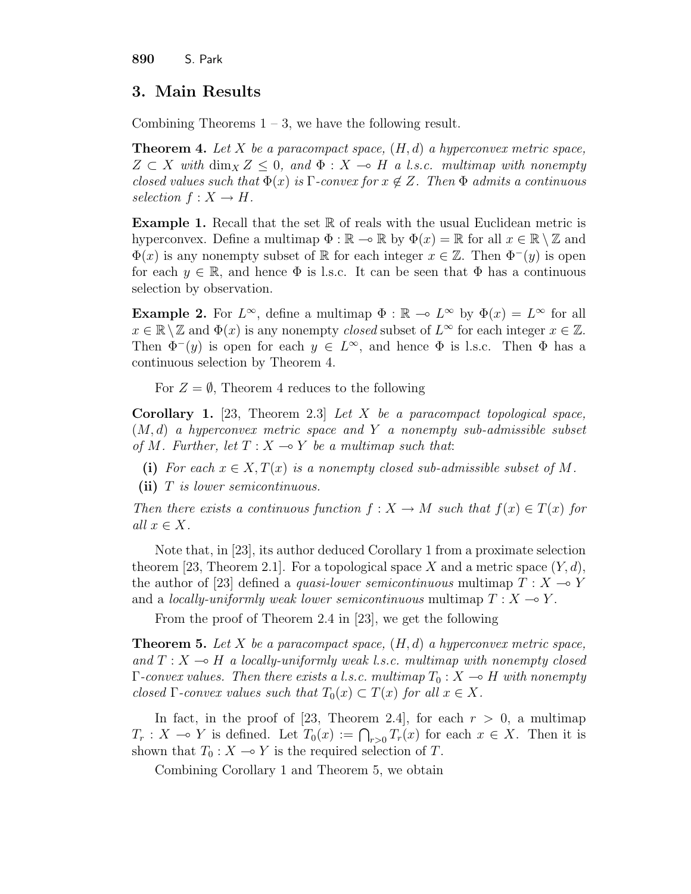## 3. Main Results

Combining Theorems 1 – 3, we have the following result.

**Theorem 4.** *Let $X$ be a paracompact space, $(H, d)$ a hyperconvex metric space, $Z \subset X$ with $\dim_X Z \leq 0$, and $\Phi : X \multimap H$ a l.s.c. multimap with nonempty closed values such that $\Phi(x)$ is $\Gamma$-convex for $x \notin Z$. Then $\Phi$ admits a continuous selection $f : X \to H$.*

**Example 1.** Recall that the set $\mathbb{R}$ of reals with the usual Euclidean metric is hyperconvex. Define a multimap $\Phi : \mathbb{R} \multimap \mathbb{R}$ by $\Phi(x) = \mathbb{R}$ for all $x \in \mathbb{R} \setminus \mathbb{Z}$ and $\Phi(x)$ is any nonempty subset of $\mathbb{R}$ for each integer $x \in \mathbb{Z}$. Then $\Phi^{-}(y)$ is open for each $y \in \mathbb{R}$, and hence $\Phi$ is l.s.c. It can be seen that $\Phi$ has a continuous selection by observation.

**Example 2.** For $L^\infty$, define a multimap $\Phi : \mathbb{R} \multimap L^\infty$ by $\Phi(x) = L^\infty$ for all $x \in \mathbb{R} \setminus \mathbb{Z}$ and $\Phi(x)$ is any nonempty *closed* subset of $L^\infty$ for each integer $x \in \mathbb{Z}$. Then $\Phi^{-}(y)$ is open for each $y \in L^\infty$, and hence $\Phi$ is l.s.c. Then $\Phi$ has a continuous selection by Theorem 4.

For $Z = \emptyset$, Theorem 4 reduces to the following

**Corollary 1.** [23, Theorem 2.3] *Let $X$ be a paracompact topological space, $(M, d)$ a hyperconvex metric space and $Y$ a nonempty sub-admissible subset of $M$. Further, let $T : X \multimap Y$ be a multimap such that*:

- **(i)** *For each $x \in X, T(x)$ is a nonempty closed sub-admissible subset of $M$.*
- **(ii)** *$T$ is lower semicontinuous.*

*Then there exists a continuous function $f : X \to M$ such that $f(x) \in T(x)$ for all $x \in X$.*

Note that, in [23], its author deduced Corollary 1 from a proximate selection theorem [23, Theorem 2.1]. For a topological space $X$ and a metric space $(Y, d)$, the author of [23] defined a *quasi-lower semicontinuous* multimap $T : X \multimap Y$ and a *locally-uniformly weak lower semicontinuous* multimap $T : X \multimap Y$.

From the proof of Theorem 2.4 in [23], we get the following

**Theorem 5.** *Let $X$ be a paracompact space, $(H, d)$ a hyperconvex metric space, and $T : X \multimap H$ a locally-uniformly weak l.s.c. multimap with nonempty closed $\Gamma$-convex values. Then there exists a l.s.c. multimap $T_0 : X \multimap H$ with nonempty closed $\Gamma$-convex values such that $T_0(x) \subset T(x)$ for all $x \in X$.*

In fact, in the proof of [23, Theorem 2.4], for each $r > 0$, a multimap $T_r : X \multimap Y$ is defined. Let $T_0(x) := \bigcap_{r>0} T_r(x)$ for each $x \in X$. Then it is shown that $T_0 : X \multimap Y$ is the required selection of $T$.

Combining Corollary 1 and Theorem 5, we obtain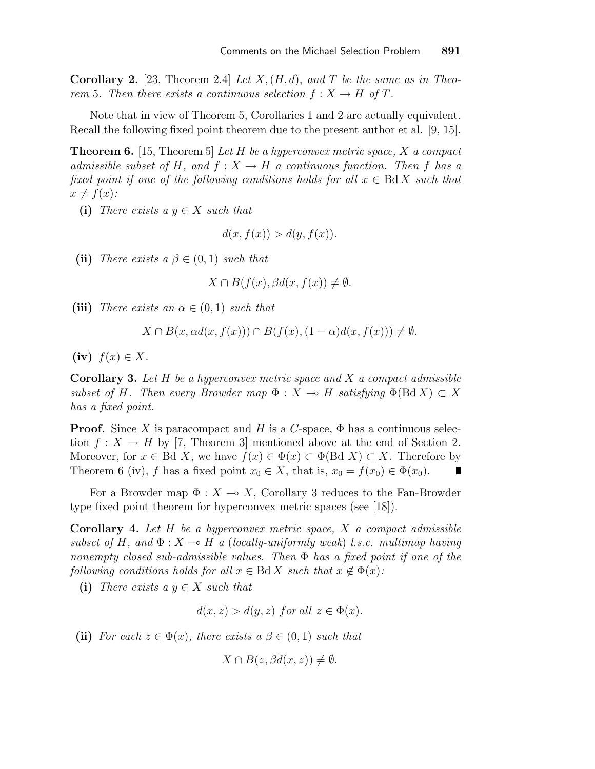**Corollary 2.** [23, Theorem 2.4] *Let $X, (H, d)$, and $T$ be the same as in Theorem 5. Then there exists a continuous selection $f : X \to H$ of $T$.*

Note that in view of Theorem 5, Corollaries 1 and 2 are actually equivalent. Recall the following fixed point theorem due to the present author et al. [9, 15].

**Theorem 6.** [15, Theorem 5] *Let $H$ be a hyperconvex metric space, $X$ a compact admissible subset of $H$, and $f : X \to H$ a continuous function. Then $f$ has a fixed point if one of the following conditions holds for all $x \in \operatorname{Bd} X$ such that $x \neq f(x)$:*

**(i)** *There exists a $y \in X$ such that*

$$d(x, f(x)) > d(y, f(x)).$$

**(ii)** *There exists a $\beta \in (0, 1)$ such that*

$$X \cap B(f(x), \beta d(x, f(x)) \neq \emptyset.$$

**(iii)** *There exists an $\alpha \in (0, 1)$ such that*

$$X \cap B(x, \alpha d(x, f(x))) \cap B(f(x), (1 - \alpha)d(x, f(x))) \neq \emptyset.$$

**(iv)** *$f(x) \in X$.*

**Corollary 3.** *Let $H$ be a hyperconvex metric space and $X$ a compact admissible subset of $H$. Then every Browder map $\Phi : X \multimap H$ satisfying $\Phi(\operatorname{Bd} X) \subset X$ has a fixed point.*

**Proof.** Since $X$ is paracompact and $H$ is a $C$-space, $\Phi$ has a continuous selection $f : X \to H$ by [7, Theorem 3] mentioned above at the end of Section 2. Moreover, for $x \in \operatorname{Bd} X$, we have $f(x) \in \Phi(x) \subset \Phi(\operatorname{Bd} X) \subset X$. Therefore by Theorem 6 (iv), $f$ has a fixed point $x_0 \in X$, that is, $x_0 = f(x_0) \in \Phi(x_0)$. ∎

For a Browder map $\Phi : X \multimap X$, Corollary 3 reduces to the Fan-Browder type fixed point theorem for hyperconvex metric spaces (see [18]).

**Corollary 4.** *Let $H$ be a hyperconvex metric space, $X$ a compact admissible subset of $H$, and $\Phi : X \multimap H$ a (locally-uniformly weak) l.s.c. multimap having nonempty closed sub-admissible values. Then $\Phi$ has a fixed point if one of the following conditions holds for all $x \in \operatorname{Bd} X$ such that $x \notin \Phi(x)$:*

**(i)** *There exists a $y \in X$ such that*

$$d(x, z) > d(y, z) \text{ for all } z \in \Phi(x).$$

**(ii)** *For each $z \in \Phi(x)$, there exists a $\beta \in (0, 1)$ such that*

$$X \cap B(z, \beta d(x, z)) \neq \emptyset.$$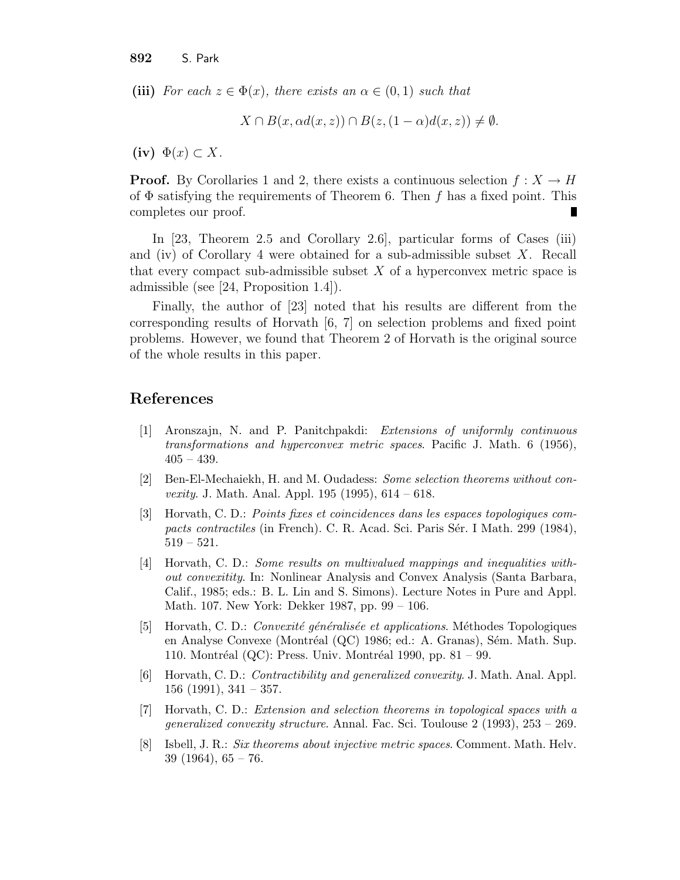**(iii)** *For each $z \in \Phi(x)$, there exists an $\alpha \in (0,1)$ such that*

$$X \cap B(x, \alpha d(x,z)) \cap B(z, (1-\alpha)d(x,z)) \neq \emptyset.$$

**(iv)** $\Phi(x) \subset X$.

**Proof.** By Corollaries 1 and 2, there exists a continuous selection $f : X \to H$ of $\Phi$ satisfying the requirements of Theorem 6. Then $f$ has a fixed point. This completes our proof. ∎

In [23, Theorem 2.5 and Corollary 2.6], particular forms of Cases (iii) and (iv) of Corollary 4 were obtained for a sub-admissible subset $X$. Recall that every compact sub-admissible subset $X$ of a hyperconvex metric space is admissible (see [24, Proposition 1.4]).

Finally, the author of [23] noted that his results are different from the corresponding results of Horvath [6, 7] on selection problems and fixed point problems. However, we found that Theorem 2 of Horvath is the original source of the whole results in this paper.

## References

[1] Aronszajn, N. and P. Panitchpakdi: *Extensions of uniformly continuous transformations and hyperconvex metric spaces*. Pacific J. Math. 6 (1956), 405 – 439.

[2] Ben-El-Mechaiekh, H. and M. Oudadess: *Some selection theorems without convexity*. J. Math. Anal. Appl. 195 (1995), 614 – 618.

[3] Horvath, C. D.: *Points fixes et coincidences dans les espaces topologiques compacts contractiles* (in French). C. R. Acad. Sci. Paris Sér. I Math. 299 (1984), 519 – 521.

[4] Horvath, C. D.: *Some results on multivalued mappings and inequalities without convexitity*. In: Nonlinear Analysis and Convex Analysis (Santa Barbara, Calif., 1985; eds.: B. L. Lin and S. Simons). Lecture Notes in Pure and Appl. Math. 107. New York: Dekker 1987, pp. 99 – 106.

[5] Horvath, C. D.: *Convexité généralisée et applications*. Méthodes Topologiques en Analyse Convexe (Montréal (QC) 1986; ed.: A. Granas), Sém. Math. Sup. 110. Montréal (QC): Press. Univ. Montréal 1990, pp. 81 – 99.

[6] Horvath, C. D.: *Contractibility and generalized convexity*. J. Math. Anal. Appl. 156 (1991), 341 – 357.

[7] Horvath, C. D.: *Extension and selection theorems in topological spaces with a generalized convexity structure*. Annal. Fac. Sci. Toulouse 2 (1993), 253 – 269.

[8] Isbell, J. R.: *Six theorems about injective metric spaces*. Comment. Math. Helv. 39 (1964), 65 – 76.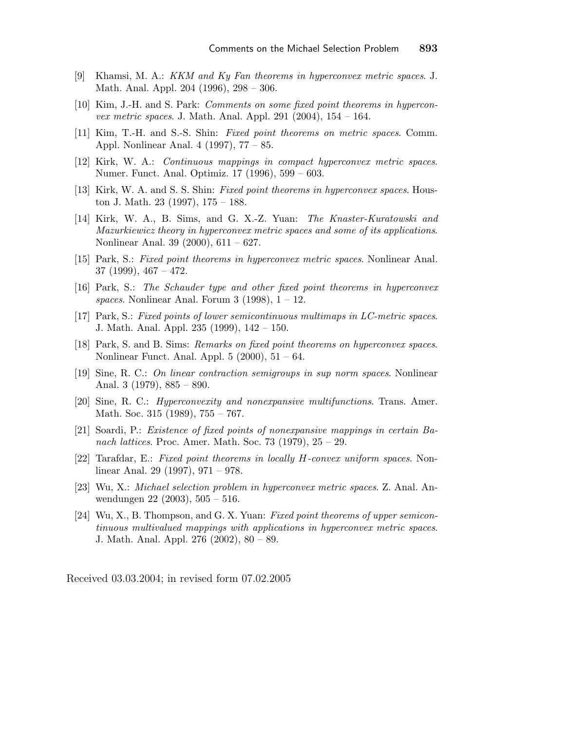[9] Khamsi, M. A.: *KKM and Ky Fan theorems in hyperconvex metric spaces*. J. Math. Anal. Appl. 204 (1996), 298 – 306.

[10] Kim, J.-H. and S. Park: *Comments on some fixed point theorems in hyperconvex metric spaces*. J. Math. Anal. Appl. 291 (2004), 154 – 164.

[11] Kim, T.-H. and S.-S. Shin: *Fixed point theorems on metric spaces*. Comm. Appl. Nonlinear Anal. 4 (1997), 77 – 85.

[12] Kirk, W. A.: *Continuous mappings in compact hyperconvex metric spaces*. Numer. Funct. Anal. Optimiz. 17 (1996), 599 – 603.

[13] Kirk, W. A. and S. S. Shin: *Fixed point theorems in hyperconvex spaces*. Houston J. Math. 23 (1997), 175 – 188.

[14] Kirk, W. A., B. Sims, and G. X.-Z. Yuan: *The Knaster-Kuratowski and Mazurkiewicz theory in hyperconvex metric spaces and some of its applications*. Nonlinear Anal. 39 (2000), 611 – 627.

[15] Park, S.: *Fixed point theorems in hyperconvex metric spaces*. Nonlinear Anal. 37 (1999), 467 – 472.

[16] Park, S.: *The Schauder type and other fixed point theorems in hyperconvex spaces*. Nonlinear Anal. Forum 3 (1998), 1 – 12.

[17] Park, S.: *Fixed points of lower semicontinuous multimaps in LC-metric spaces*. J. Math. Anal. Appl. 235 (1999), 142 – 150.

[18] Park, S. and B. Sims: *Remarks on fixed point theorems on hyperconvex spaces*. Nonlinear Funct. Anal. Appl. 5 (2000), 51 – 64.

[19] Sine, R. C.: *On linear contraction semigroups in sup norm spaces*. Nonlinear Anal. 3 (1979), 885 – 890.

[20] Sine, R. C.: *Hyperconvexity and nonexpansive multifunctions*. Trans. Amer. Math. Soc. 315 (1989), 755 – 767.

[21] Soardi, P.: *Existence of fixed points of nonexpansive mappings in certain Banach lattices*. Proc. Amer. Math. Soc. 73 (1979), 25 – 29.

[22] Tarafdar, E.: *Fixed point theorems in locally H-convex uniform spaces*. Nonlinear Anal. 29 (1997), 971 – 978.

[23] Wu, X.: *Michael selection problem in hyperconvex metric spaces*. Z. Anal. Anwendungen 22 (2003), 505 – 516.

[24] Wu, X., B. Thompson, and G. X. Yuan: *Fixed point theorems of upper semicontinuous multivalued mappings with applications in hyperconvex metric spaces*. J. Math. Anal. Appl. 276 (2002), 80 – 89.

Received 03.03.2004; in revised form 07.02.2005